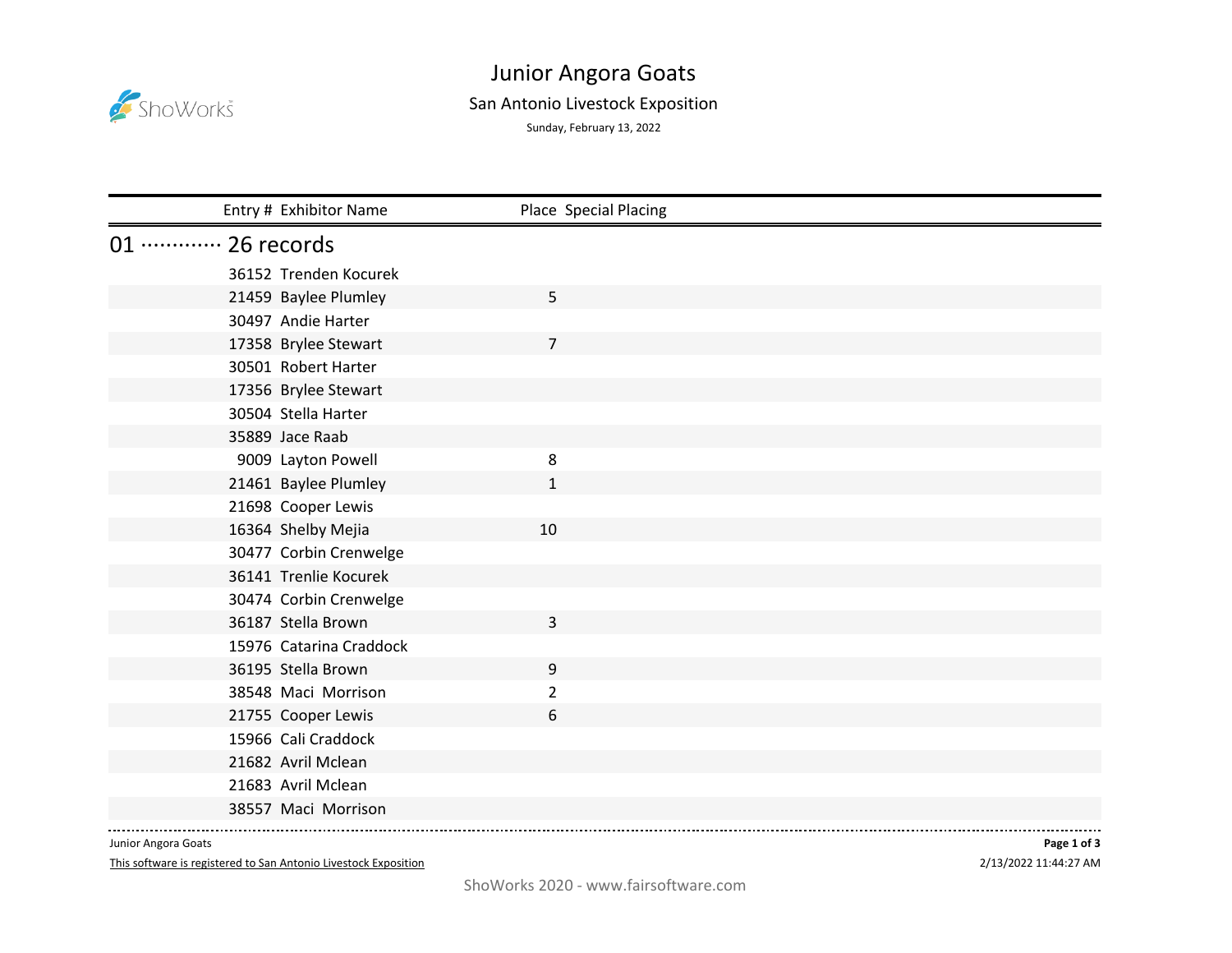# Junior Angora Goats

## San Antonio Livestock Exposition

Sunday, February 13, 2022

| Entry # | Exhibitor Name | Place | Special Placing |
|---|---|---|---|
| **01 ············ 26 records** | | | |
| 36152 | Trenden Kocurek | | |
| 21459 | Baylee Plumley | 5 | |
| 30497 | Andie Harter | | |
| 17358 | Brylee Stewart | 7 | |
| 30501 | Robert Harter | | |
| 17356 | Brylee Stewart | | |
| 30504 | Stella Harter | | |
| 35889 | Jace Raab | | |
| 9009 | Layton Powell | 8 | |
| 21461 | Baylee Plumley | 1 | |
| 21698 | Cooper Lewis | | |
| 16364 | Shelby Mejia | 10 | |
| 30477 | Corbin Crenwelge | | |
| 36141 | Trenlie Kocurek | | |
| 30474 | Corbin Crenwelge | | |
| 36187 | Stella Brown | 3 | |
| 15976 | Catarina Craddock | | |
| 36195 | Stella Brown | 9 | |
| 38548 | Maci Morrison | 2 | |
| 21755 | Cooper Lewis | 6 | |
| 15966 | Cali Craddock | | |
| 21682 | Avril Mclean | | |
| 21683 | Avril Mclean | | |
| 38557 | Maci Morrison | | |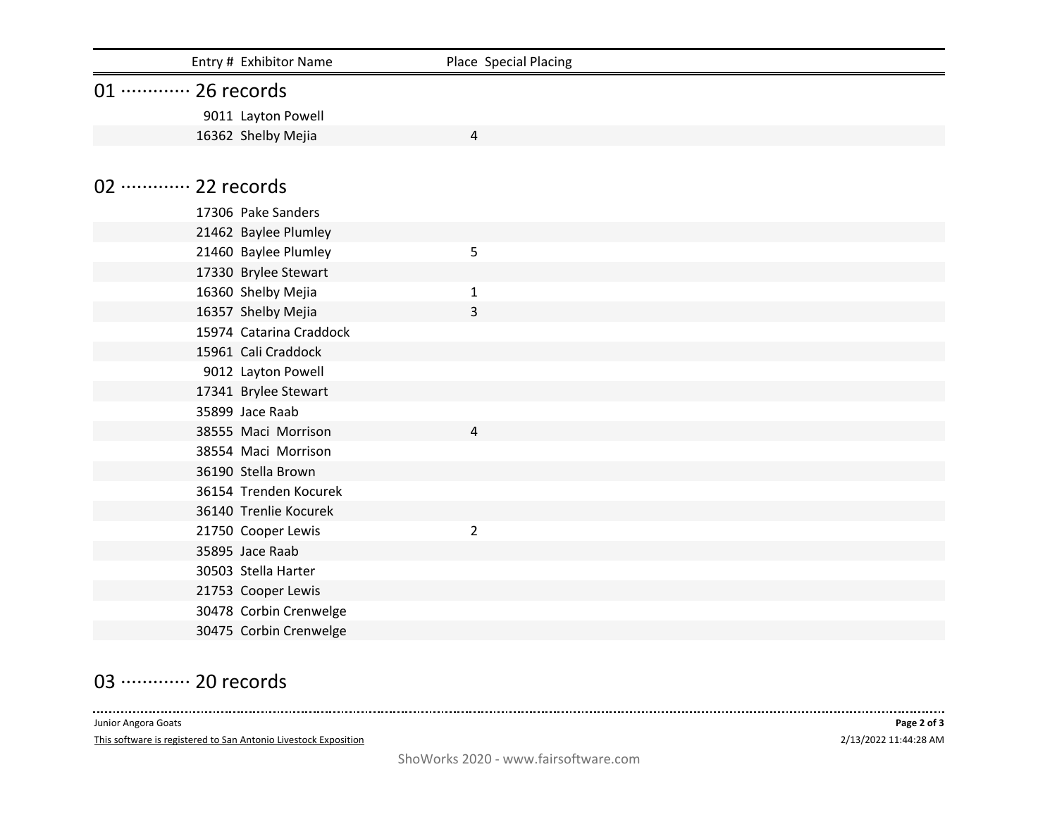| Entry # | Exhibitor Name | Place | Special Placing |
|---|---|---|---|

## 01 ············· 26 records

| Entry # | Exhibitor Name | Place | Special Placing |
|---|---|---|---|
| 9011 | Layton Powell | | |
| 16362 | Shelby Mejia | 4 | |

## 02 ············· 22 records

| Entry # | Exhibitor Name | Place | Special Placing |
|---|---|---|---|
| 17306 | Pake Sanders | | |
| 21462 | Baylee Plumley | | |
| 21460 | Baylee Plumley | 5 | |
| 17330 | Brylee Stewart | | |
| 16360 | Shelby Mejia | 1 | |
| 16357 | Shelby Mejia | 3 | |
| 15974 | Catarina Craddock | | |
| 15961 | Cali Craddock | | |
| 9012 | Layton Powell | | |
| 17341 | Brylee Stewart | | |
| 35899 | Jace Raab | | |
| 38555 | Maci Morrison | 4 | |
| 38554 | Maci Morrison | | |
| 36190 | Stella Brown | | |
| 36154 | Trenden Kocurek | | |
| 36140 | Trenlie Kocurek | | |
| 21750 | Cooper Lewis | 2 | |
| 35895 | Jace Raab | | |
| 30503 | Stella Harter | | |
| 21753 | Cooper Lewis | | |
| 30478 | Corbin Crenwelge | | |
| 30475 | Corbin Crenwelge | | |

## 03 ············· 20 records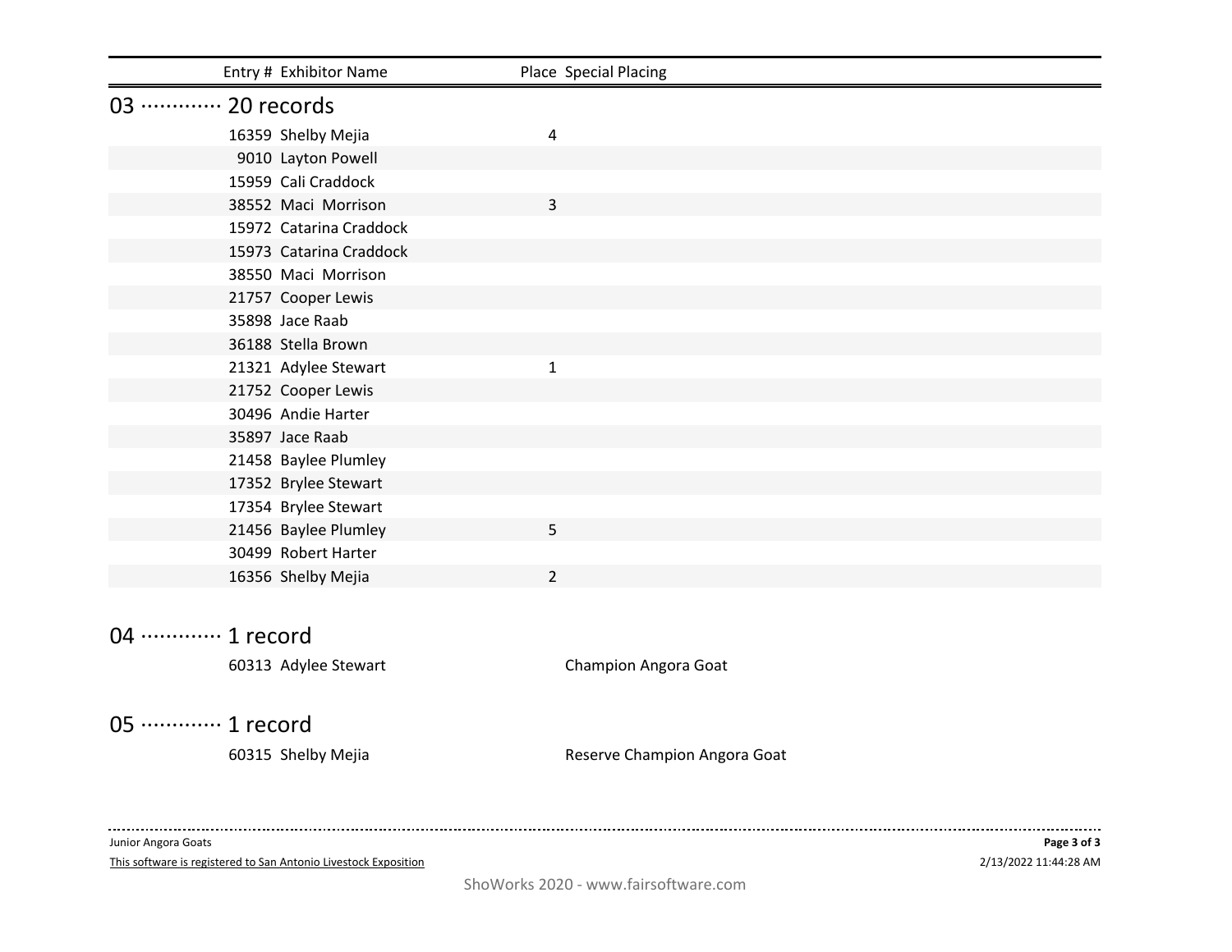| Entry # | Exhibitor Name | Place | Special Placing |
|---|---|---|---|

## 03 ············ 20 records

| Entry # | Exhibitor Name | Place | Special Placing |
|---|---|---|---|
| 16359 | Shelby Mejia | 4 | |
| 9010 | Layton Powell | | |
| 15959 | Cali Craddock | | |
| 38552 | Maci Morrison | 3 | |
| 15972 | Catarina Craddock | | |
| 15973 | Catarina Craddock | | |
| 38550 | Maci Morrison | | |
| 21757 | Cooper Lewis | | |
| 35898 | Jace Raab | | |
| 36188 | Stella Brown | | |
| 21321 | Adylee Stewart | 1 | |
| 21752 | Cooper Lewis | | |
| 30496 | Andie Harter | | |
| 35897 | Jace Raab | | |
| 21458 | Baylee Plumley | | |
| 17352 | Brylee Stewart | | |
| 17354 | Brylee Stewart | | |
| 21456 | Baylee Plumley | 5 | |
| 30499 | Robert Harter | | |
| 16356 | Shelby Mejia | 2 | |

## 04 ············ 1 record

| Entry # | Exhibitor Name | Place | Special Placing |
|---|---|---|---|
| 60313 | Adylee Stewart | | Champion Angora Goat |

## 05 ············ 1 record

| Entry # | Exhibitor Name | Place | Special Placing |
|---|---|---|---|
| 60315 | Shelby Mejia | | Reserve Champion Angora Goat |